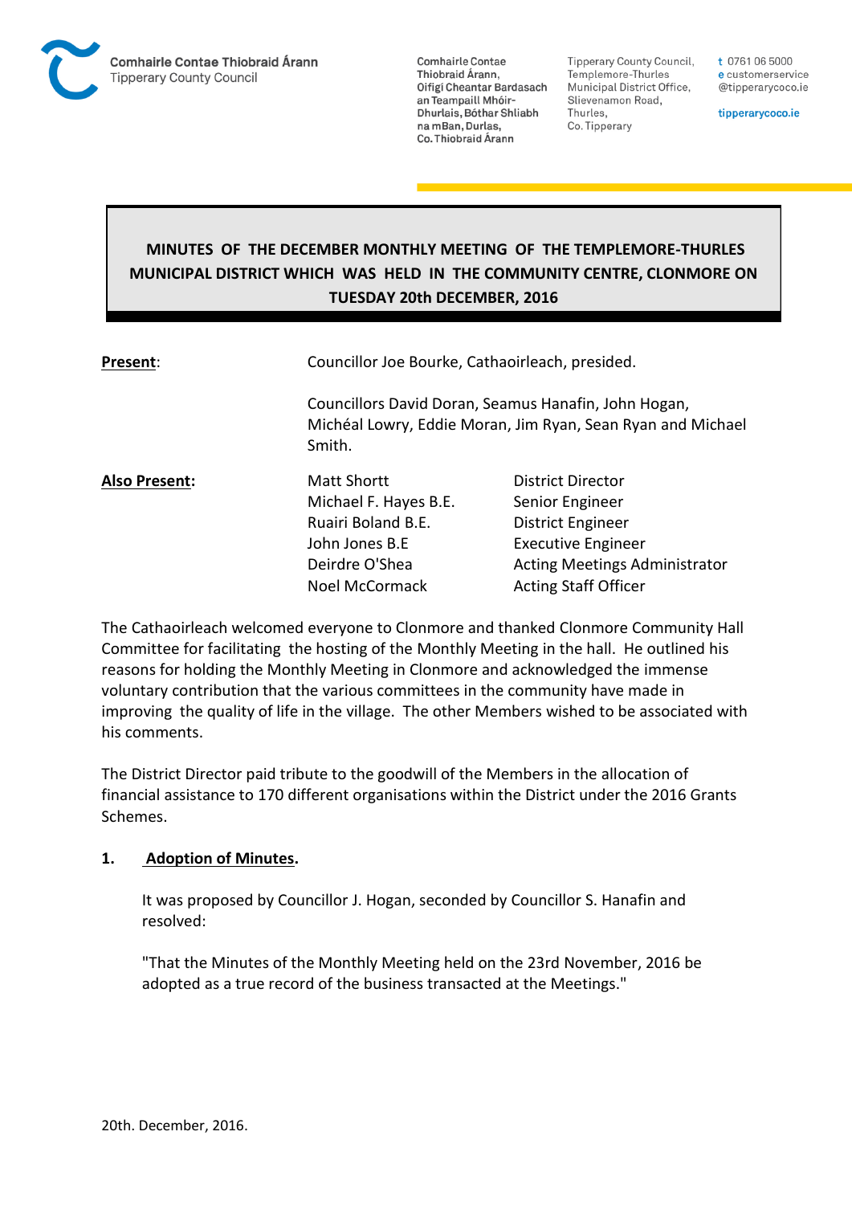Comhairle Contae Thiobraid Árann
Tipperary County Council

Comhairle Contae Thiobraid Árann, Oifigí Cheantar Bardasach an Teampaill Mhóir-Dhurlais, Bóthar Shliabh na mBan, Durlas, Co. Thiobraid Árann

Tipperary County Council, Templemore-Thurles Municipal District Office, Slievenamon Road, Thurles, Co. Tipperary

t 0761 06 5000
e customerservice
@tipperarycoco.ie

tipperarycoco.ie

# MINUTES OF THE DECEMBER MONTHLY MEETING OF THE TEMPLEMORE-THURLES MUNICIPAL DISTRICT WHICH WAS HELD IN THE COMMUNITY CENTRE, CLONMORE ON TUESDAY 20th DECEMBER, 2016

**Present**: Councillor Joe Bourke, Cathaoirleach, presided.

Councillors David Doran, Seamus Hanafin, John Hogan, Michéal Lowry, Eddie Moran, Jim Ryan, Sean Ryan and Michael Smith.

**Also Present:**

| | |
|---|---|
| Matt Shortt | District Director |
| Michael F. Hayes B.E. | Senior Engineer |
| Ruairi Boland B.E. | District Engineer |
| John Jones B.E | Executive Engineer |
| Deirdre O'Shea | Acting Meetings Administrator |
| Noel McCormack | Acting Staff Officer |

The Cathaoirleach welcomed everyone to Clonmore and thanked Clonmore Community Hall Committee for facilitating the hosting of the Monthly Meeting in the hall. He outlined his reasons for holding the Monthly Meeting in Clonmore and acknowledged the immense voluntary contribution that the various committees in the community have made in improving the quality of life in the village. The other Members wished to be associated with his comments.

The District Director paid tribute to the goodwill of the Members in the allocation of financial assistance to 170 different organisations within the District under the 2016 Grants Schemes.

## 1. Adoption of Minutes.

It was proposed by Councillor J. Hogan, seconded by Councillor S. Hanafin and resolved:

"That the Minutes of the Monthly Meeting held on the 23rd November, 2016 be adopted as a true record of the business transacted at the Meetings."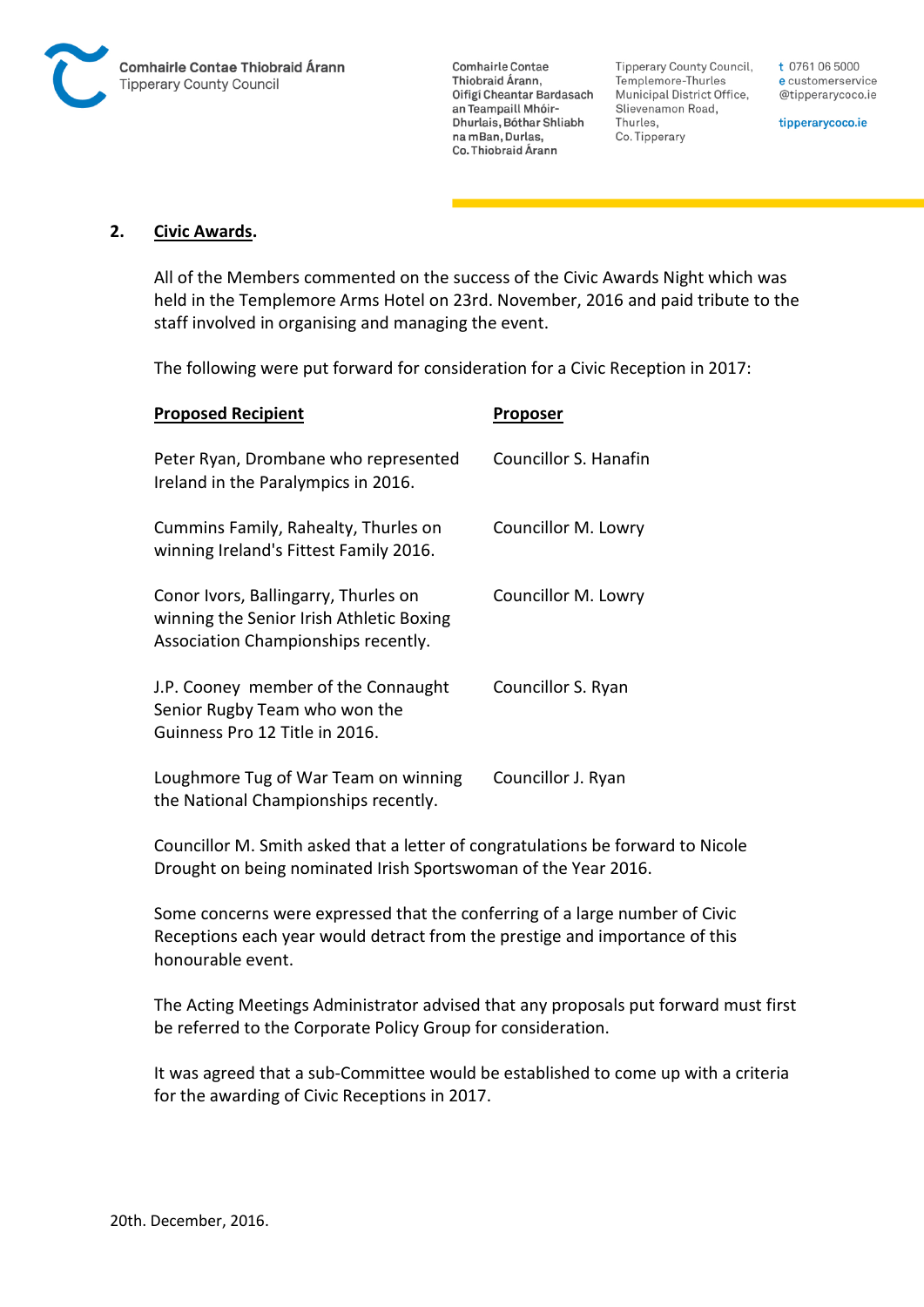**2. Civic Awards.**

All of the Members commented on the success of the Civic Awards Night which was held in the Templemore Arms Hotel on 23rd. November, 2016 and paid tribute to the staff involved in organising and managing the event.

The following were put forward for consideration for a Civic Reception in 2017:

| **Proposed Recipient** | **Proposer** |
|---|---|
| Peter Ryan, Drombane who represented Ireland in the Paralympics in 2016. | Councillor S. Hanafin |
| Cummins Family, Rahealty, Thurles on winning Ireland's Fittest Family 2016. | Councillor M. Lowry |
| Conor Ivors, Ballingarry, Thurles on winning the Senior Irish Athletic Boxing Association Championships recently. | Councillor M. Lowry |
| J.P. Cooney member of the Connaught Senior Rugby Team who won the Guinness Pro 12 Title in 2016. | Councillor S. Ryan |
| Loughmore Tug of War Team on winning the National Championships recently. | Councillor J. Ryan |

Councillor M. Smith asked that a letter of congratulations be forward to Nicole Drought on being nominated Irish Sportswoman of the Year 2016.

Some concerns were expressed that the conferring of a large number of Civic Receptions each year would detract from the prestige and importance of this honourable event.

The Acting Meetings Administrator advised that any proposals put forward must first be referred to the Corporate Policy Group for consideration.

It was agreed that a sub-Committee would be established to come up with a criteria for the awarding of Civic Receptions in 2017.

20th. December, 2016.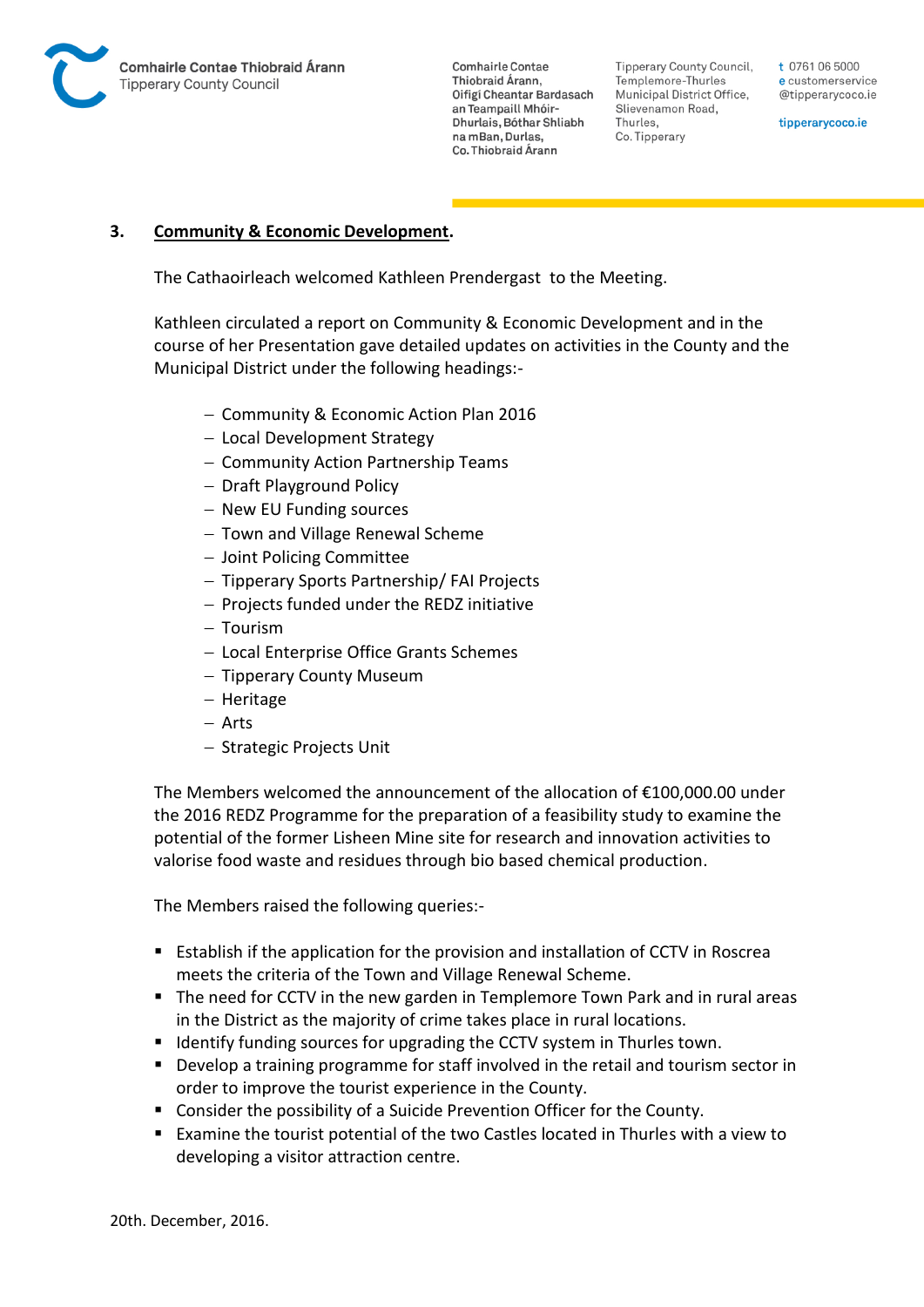## 3. **Community & Economic Development**.

The Cathaoirleach welcomed Kathleen Prendergast to the Meeting.

Kathleen circulated a report on Community & Economic Development and in the course of her Presentation gave detailed updates on activities in the County and the Municipal District under the following headings:-

- Community & Economic Action Plan 2016
- Local Development Strategy
- Community Action Partnership Teams
- Draft Playground Policy
- New EU Funding sources
- Town and Village Renewal Scheme
- Joint Policing Committee
- Tipperary Sports Partnership/ FAI Projects
- Projects funded under the REDZ initiative
- Tourism
- Local Enterprise Office Grants Schemes
- Tipperary County Museum
- Heritage
- Arts
- Strategic Projects Unit

The Members welcomed the announcement of the allocation of €100,000.00 under the 2016 REDZ Programme for the preparation of a feasibility study to examine the potential of the former Lisheen Mine site for research and innovation activities to valorise food waste and residues through bio based chemical production.

The Members raised the following queries:-

- Establish if the application for the provision and installation of CCTV in Roscrea meets the criteria of the Town and Village Renewal Scheme.
- The need for CCTV in the new garden in Templemore Town Park and in rural areas in the District as the majority of crime takes place in rural locations.
- Identify funding sources for upgrading the CCTV system in Thurles town.
- Develop a training programme for staff involved in the retail and tourism sector in order to improve the tourist experience in the County.
- Consider the possibility of a Suicide Prevention Officer for the County.
- Examine the tourist potential of the two Castles located in Thurles with a view to developing a visitor attraction centre.

20th. December, 2016.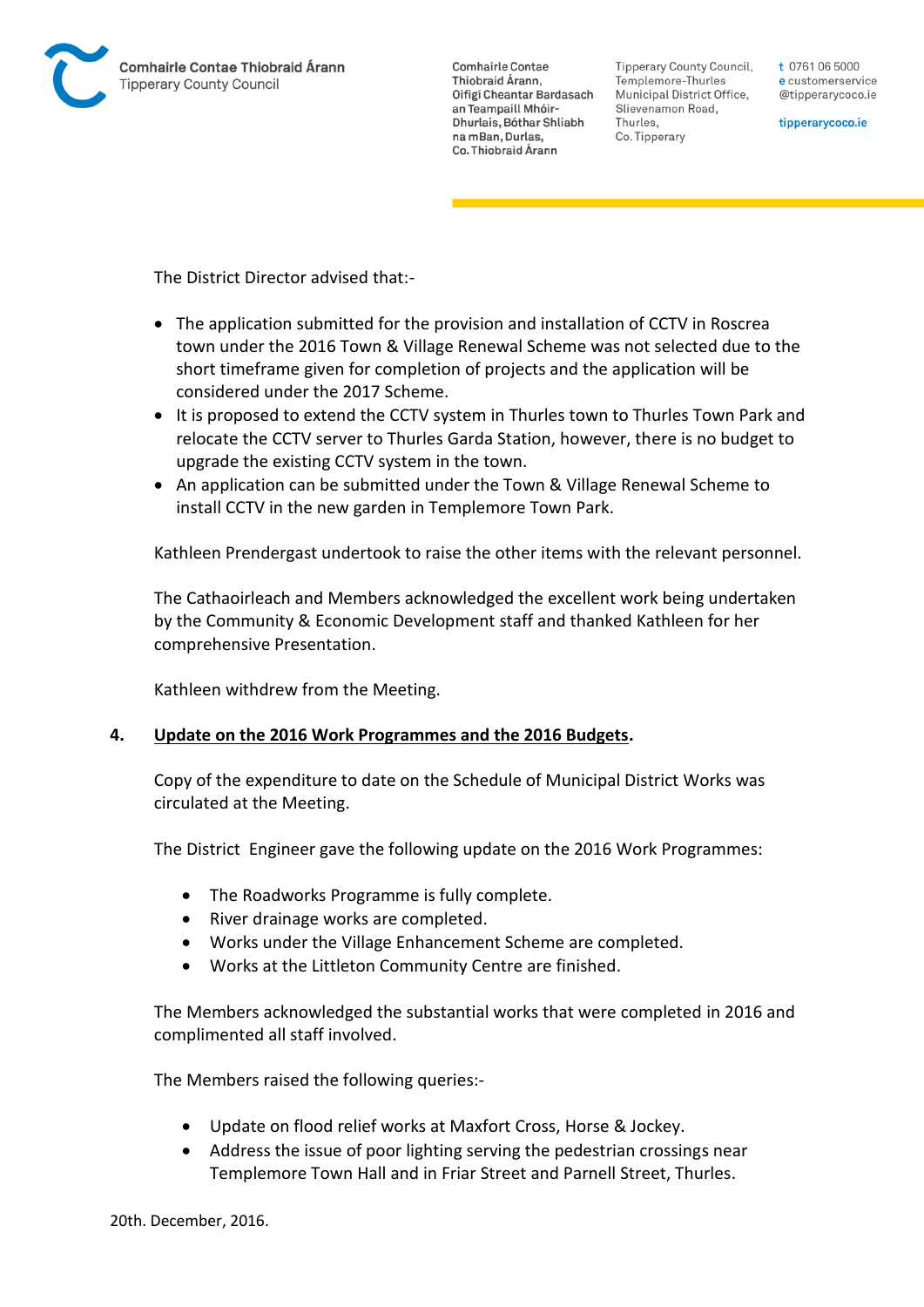The District Director advised that:-

- The application submitted for the provision and installation of CCTV in Roscrea town under the 2016 Town & Village Renewal Scheme was not selected due to the short timeframe given for completion of projects and the application will be considered under the 2017 Scheme.
- It is proposed to extend the CCTV system in Thurles town to Thurles Town Park and relocate the CCTV server to Thurles Garda Station, however, there is no budget to upgrade the existing CCTV system in the town.
- An application can be submitted under the Town & Village Renewal Scheme to install CCTV in the new garden in Templemore Town Park.

Kathleen Prendergast undertook to raise the other items with the relevant personnel.

The Cathaoirleach and Members acknowledged the excellent work being undertaken by the Community & Economic Development staff and thanked Kathleen for her comprehensive Presentation.

Kathleen withdrew from the Meeting.

**4. <u>Update on the 2016 Work Programmes and the 2016 Budgets</u>.**

Copy of the expenditure to date on the Schedule of Municipal District Works was circulated at the Meeting.

The District Engineer gave the following update on the 2016 Work Programmes:

- The Roadworks Programme is fully complete.
- River drainage works are completed.
- Works under the Village Enhancement Scheme are completed.
- Works at the Littleton Community Centre are finished.

The Members acknowledged the substantial works that were completed in 2016 and complimented all staff involved.

The Members raised the following queries:-

- Update on flood relief works at Maxfort Cross, Horse & Jockey.
- Address the issue of poor lighting serving the pedestrian crossings near Templemore Town Hall and in Friar Street and Parnell Street, Thurles.

20th. December, 2016.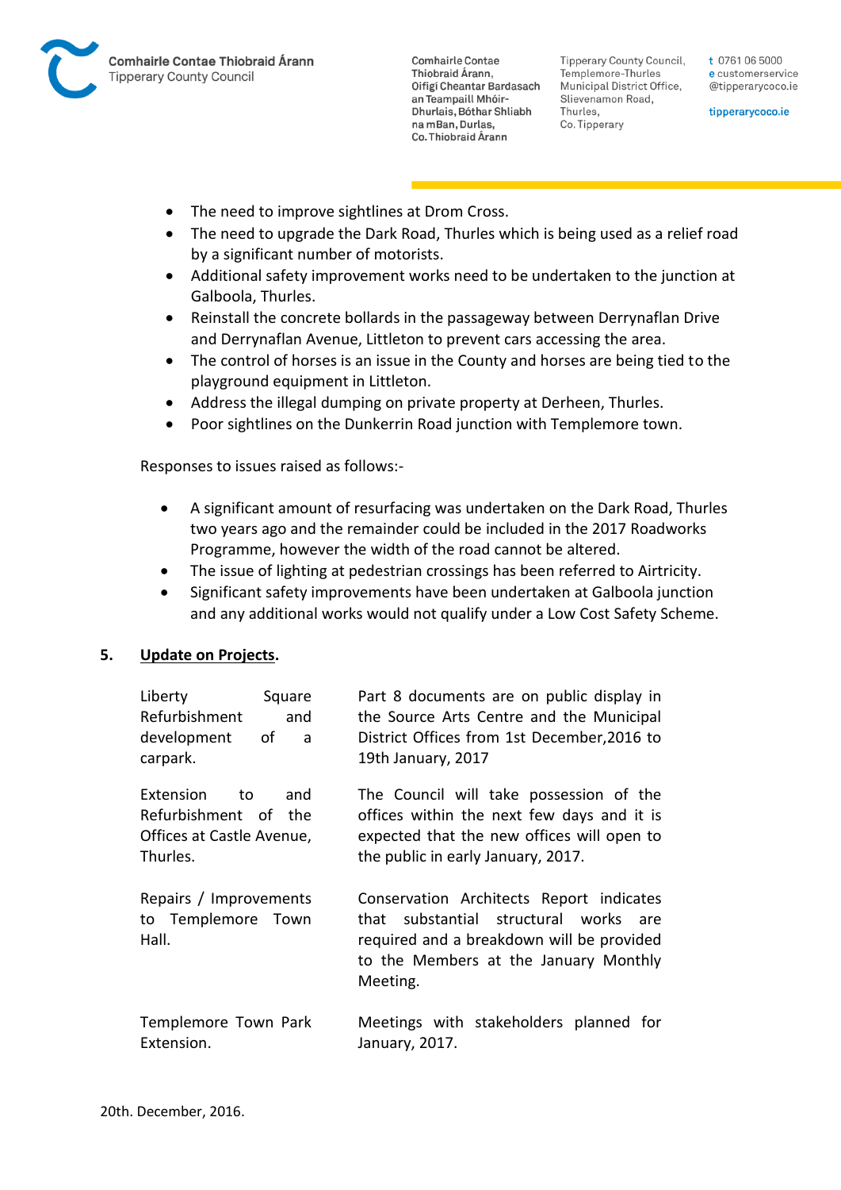- The need to improve sightlines at Drom Cross.
- The need to upgrade the Dark Road, Thurles which is being used as a relief road by a significant number of motorists.
- Additional safety improvement works need to be undertaken to the junction at Galboola, Thurles.
- Reinstall the concrete bollards in the passageway between Derrynaflan Drive and Derrynaflan Avenue, Littleton to prevent cars accessing the area.
- The control of horses is an issue in the County and horses are being tied to the playground equipment in Littleton.
- Address the illegal dumping on private property at Derheen, Thurles.
- Poor sightlines on the Dunkerrin Road junction with Templemore town.

Responses to issues raised as follows:-

- A significant amount of resurfacing was undertaken on the Dark Road, Thurles two years ago and the remainder could be included in the 2017 Roadworks Programme, however the width of the road cannot be altered.
- The issue of lighting at pedestrian crossings has been referred to Airtricity.
- Significant safety improvements have been undertaken at Galboola junction and any additional works would not qualify under a Low Cost Safety Scheme.

**5. Update on Projects.**

| | |
|---|---|
| Liberty Square Refurbishment and development of a carpark. | Part 8 documents are on public display in the Source Arts Centre and the Municipal District Offices from 1st December,2016 to 19th January, 2017 |
| Extension to and Refurbishment of the Offices at Castle Avenue, Thurles. | The Council will take possession of the offices within the next few days and it is expected that the new offices will open to the public in early January, 2017. |
| Repairs / Improvements to Templemore Town Hall. | Conservation Architects Report indicates that substantial structural works are required and a breakdown will be provided to the Members at the January Monthly Meeting. |
| Templemore Town Park Extension. | Meetings with stakeholders planned for January, 2017. |

20th. December, 2016.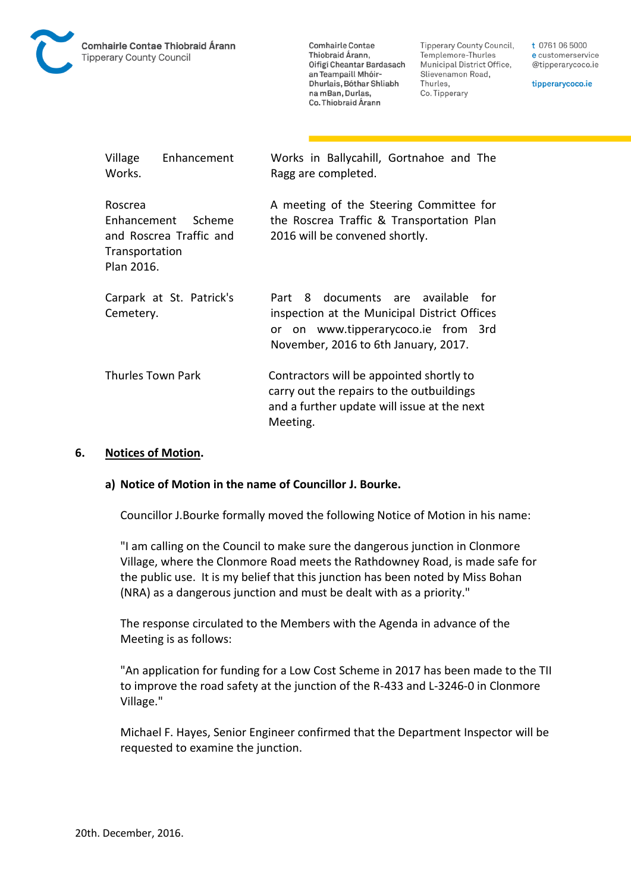| | |
|---|---|
| Village Enhancement Works. | Works in Ballycahill, Gortnahoe and The Ragg are completed. |
| Roscrea Enhancement Scheme and Roscrea Traffic and Transportation Plan 2016. | A meeting of the Steering Committee for the Roscrea Traffic & Transportation Plan 2016 will be convened shortly. |
| Carpark at St. Patrick's Cemetery. | Part 8 documents are available for inspection at the Municipal District Offices or on www.tipperarycoco.ie from 3rd November, 2016 to 6th January, 2017. |
| Thurles Town Park | Contractors will be appointed shortly to carry out the repairs to the outbuildings and a further update will issue at the next Meeting. |

**6. Notices of Motion.**

**a) Notice of Motion in the name of Councillor J. Bourke.**

Councillor J.Bourke formally moved the following Notice of Motion in his name:

"I am calling on the Council to make sure the dangerous junction in Clonmore Village, where the Clonmore Road meets the Rathdowney Road, is made safe for the public use. It is my belief that this junction has been noted by Miss Bohan (NRA) as a dangerous junction and must be dealt with as a priority."

The response circulated to the Members with the Agenda in advance of the Meeting is as follows:

"An application for funding for a Low Cost Scheme in 2017 has been made to the TII to improve the road safety at the junction of the R-433 and L-3246-0 in Clonmore Village."

Michael F. Hayes, Senior Engineer confirmed that the Department Inspector will be requested to examine the junction.

20th. December, 2016.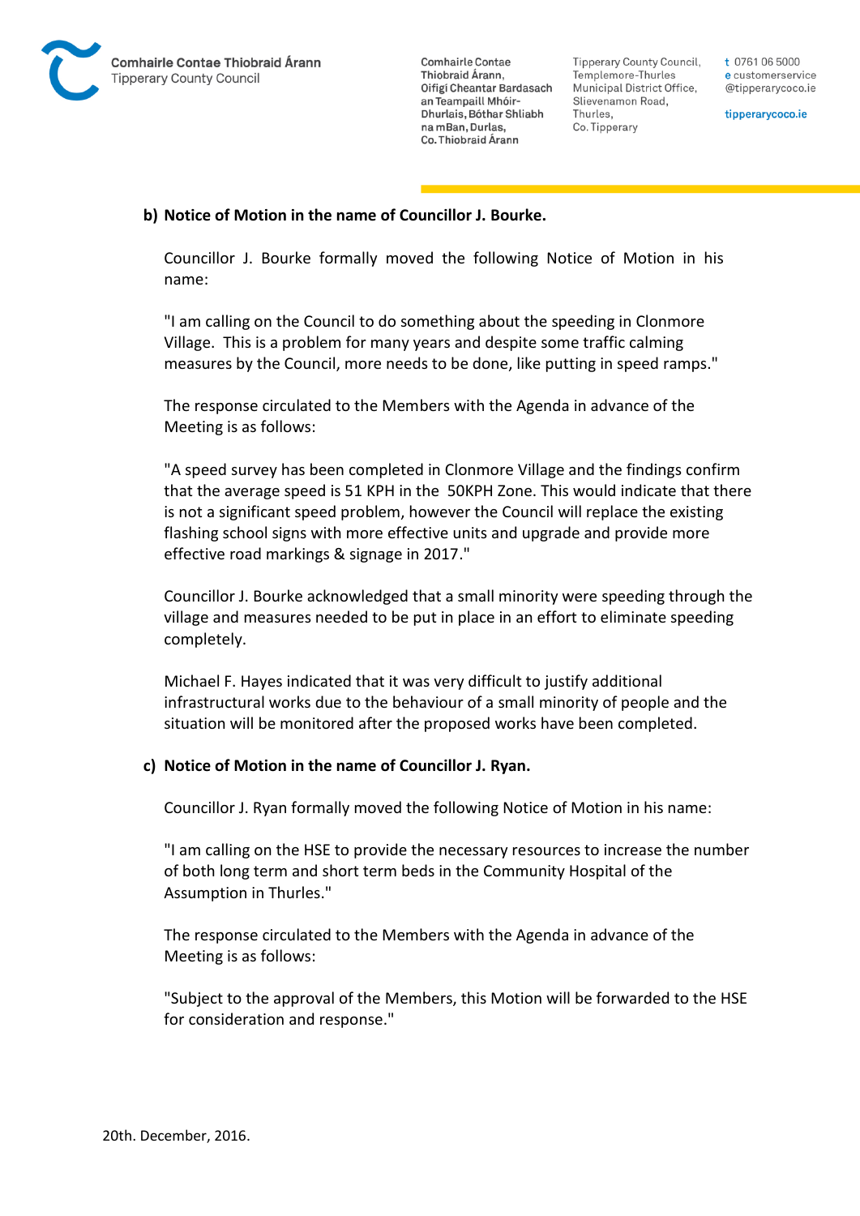**b) Notice of Motion in the name of Councillor J. Bourke.**

Councillor J. Bourke formally moved the following Notice of Motion in his name:

"I am calling on the Council to do something about the speeding in Clonmore Village. This is a problem for many years and despite some traffic calming measures by the Council, more needs to be done, like putting in speed ramps."

The response circulated to the Members with the Agenda in advance of the Meeting is as follows:

"A speed survey has been completed in Clonmore Village and the findings confirm that the average speed is 51 KPH in the 50KPH Zone. This would indicate that there is not a significant speed problem, however the Council will replace the existing flashing school signs with more effective units and upgrade and provide more effective road markings & signage in 2017."

Councillor J. Bourke acknowledged that a small minority were speeding through the village and measures needed to be put in place in an effort to eliminate speeding completely.

Michael F. Hayes indicated that it was very difficult to justify additional infrastructural works due to the behaviour of a small minority of people and the situation will be monitored after the proposed works have been completed.

**c) Notice of Motion in the name of Councillor J. Ryan.**

Councillor J. Ryan formally moved the following Notice of Motion in his name:

"I am calling on the HSE to provide the necessary resources to increase the number of both long term and short term beds in the Community Hospital of the Assumption in Thurles."

The response circulated to the Members with the Agenda in advance of the Meeting is as follows:

"Subject to the approval of the Members, this Motion will be forwarded to the HSE for consideration and response."

20th. December, 2016.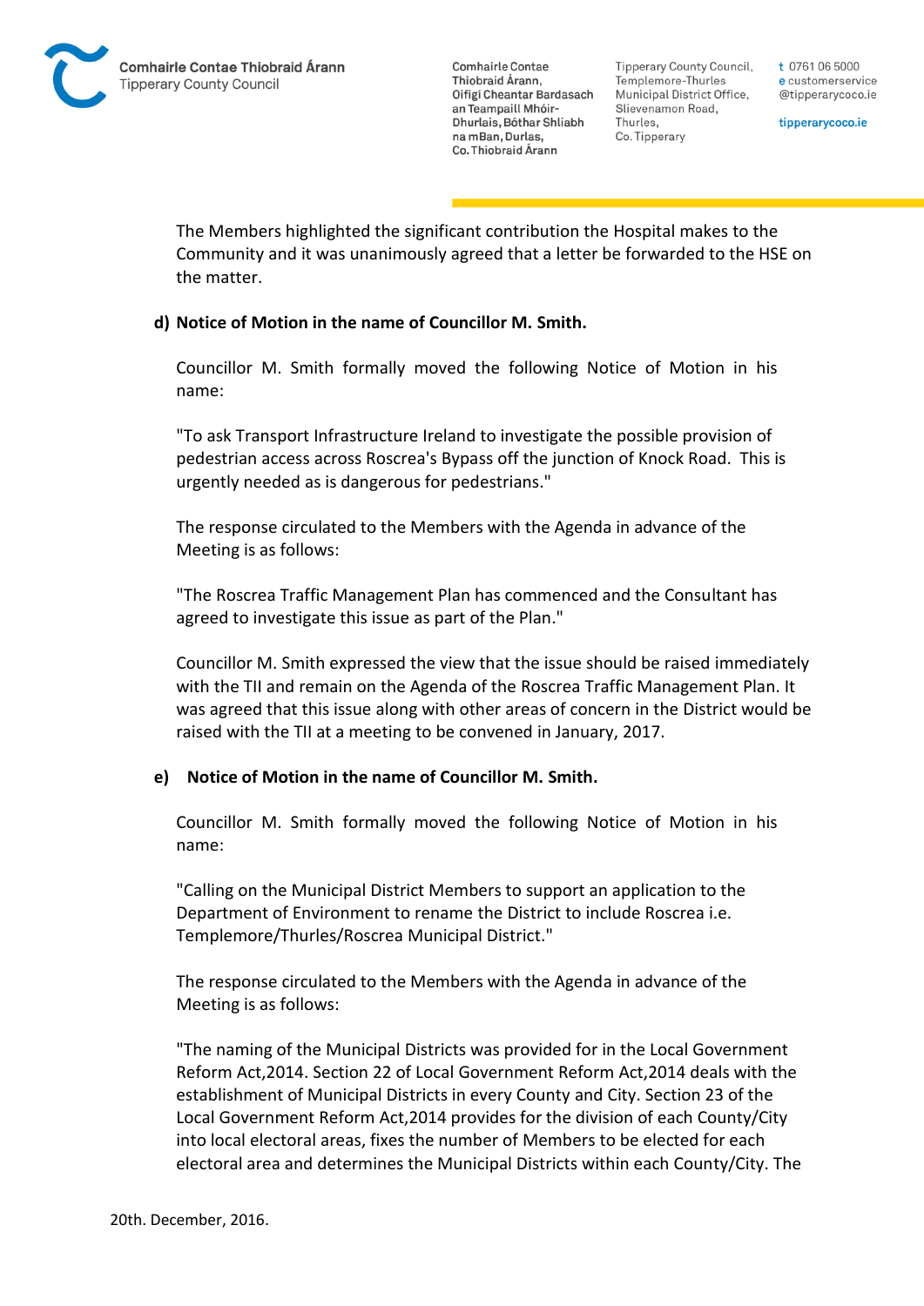The Members highlighted the significant contribution the Hospital makes to the Community and it was unanimously agreed that a letter be forwarded to the HSE on the matter.

**d) Notice of Motion in the name of Councillor M. Smith.**

Councillor M. Smith formally moved the following Notice of Motion in his name:

"To ask Transport Infrastructure Ireland to investigate the possible provision of pedestrian access across Roscrea's Bypass off the junction of Knock Road. This is urgently needed as is dangerous for pedestrians."

The response circulated to the Members with the Agenda in advance of the Meeting is as follows:

"The Roscrea Traffic Management Plan has commenced and the Consultant has agreed to investigate this issue as part of the Plan."

Councillor M. Smith expressed the view that the issue should be raised immediately with the TII and remain on the Agenda of the Roscrea Traffic Management Plan. It was agreed that this issue along with other areas of concern in the District would be raised with the TII at a meeting to be convened in January, 2017.

**e) Notice of Motion in the name of Councillor M. Smith.**

Councillor M. Smith formally moved the following Notice of Motion in his name:

"Calling on the Municipal District Members to support an application to the Department of Environment to rename the District to include Roscrea i.e. Templemore/Thurles/Roscrea Municipal District."

The response circulated to the Members with the Agenda in advance of the Meeting is as follows:

"The naming of the Municipal Districts was provided for in the Local Government Reform Act,2014. Section 22 of Local Government Reform Act,2014 deals with the establishment of Municipal Districts in every County and City. Section 23 of the Local Government Reform Act,2014 provides for the division of each County/City into local electoral areas, fixes the number of Members to be elected for each electoral area and determines the Municipal Districts within each County/City. The

20th. December, 2016.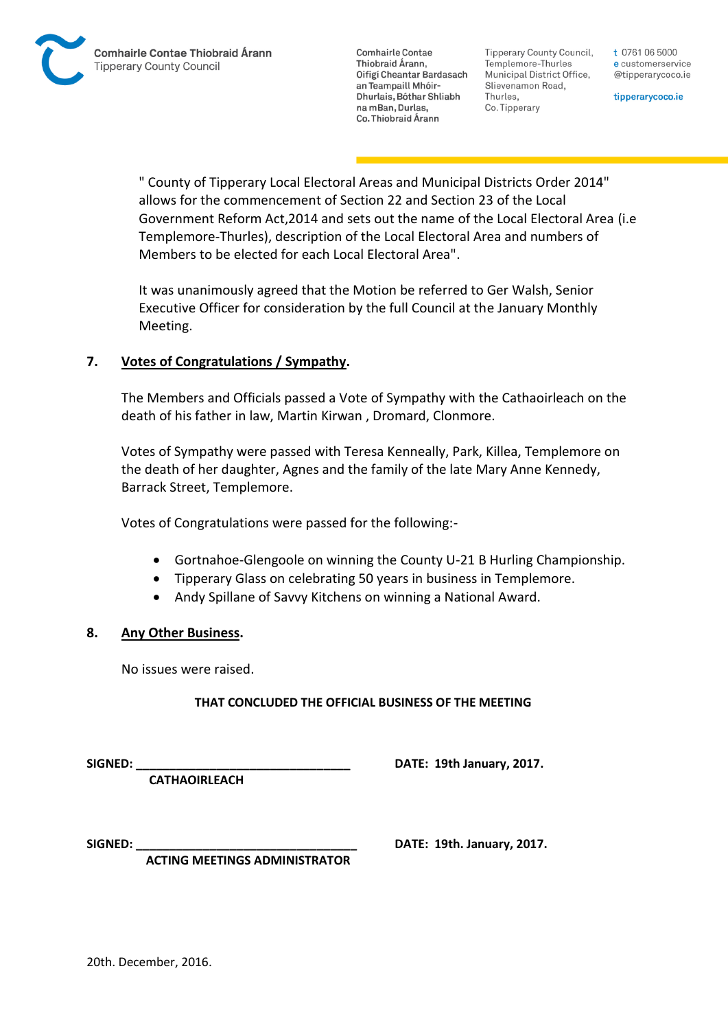" County of Tipperary Local Electoral Areas and Municipal Districts Order 2014" allows for the commencement of Section 22 and Section 23 of the Local Government Reform Act,2014 and sets out the name of the Local Electoral Area (i.e Templemore-Thurles), description of the Local Electoral Area and numbers of Members to be elected for each Local Electoral Area".

It was unanimously agreed that the Motion be referred to Ger Walsh, Senior Executive Officer for consideration by the full Council at the January Monthly Meeting.

**7. Votes of Congratulations / Sympathy.**

The Members and Officials passed a Vote of Sympathy with the Cathaoirleach on the death of his father in law, Martin Kirwan , Dromard, Clonmore.

Votes of Sympathy were passed with Teresa Kenneally, Park, Killea, Templemore on the death of her daughter, Agnes and the family of the late Mary Anne Kennedy, Barrack Street, Templemore.

Votes of Congratulations were passed for the following:-

- Gortnahoe-Glengoole on winning the County U-21 B Hurling Championship.
- Tipperary Glass on celebrating 50 years in business in Templemore.
- Andy Spillane of Savvy Kitchens on winning a National Award.

**8. Any Other Business.**

No issues were raised.

**THAT CONCLUDED THE OFFICIAL BUSINESS OF THE MEETING**

**SIGNED: \_\_\_\_\_\_\_\_\_\_\_\_\_\_\_\_\_\_\_\_\_\_\_\_\_\_\_\_\_\_\_\_** **DATE: 19th January, 2017.**
**CATHAOIRLEACH**

**SIGNED: \_\_\_\_\_\_\_\_\_\_\_\_\_\_\_\_\_\_\_\_\_\_\_\_\_\_\_\_\_\_\_\_** **DATE: 19th. January, 2017.**
**ACTING MEETINGS ADMINISTRATOR**

20th. December, 2016.